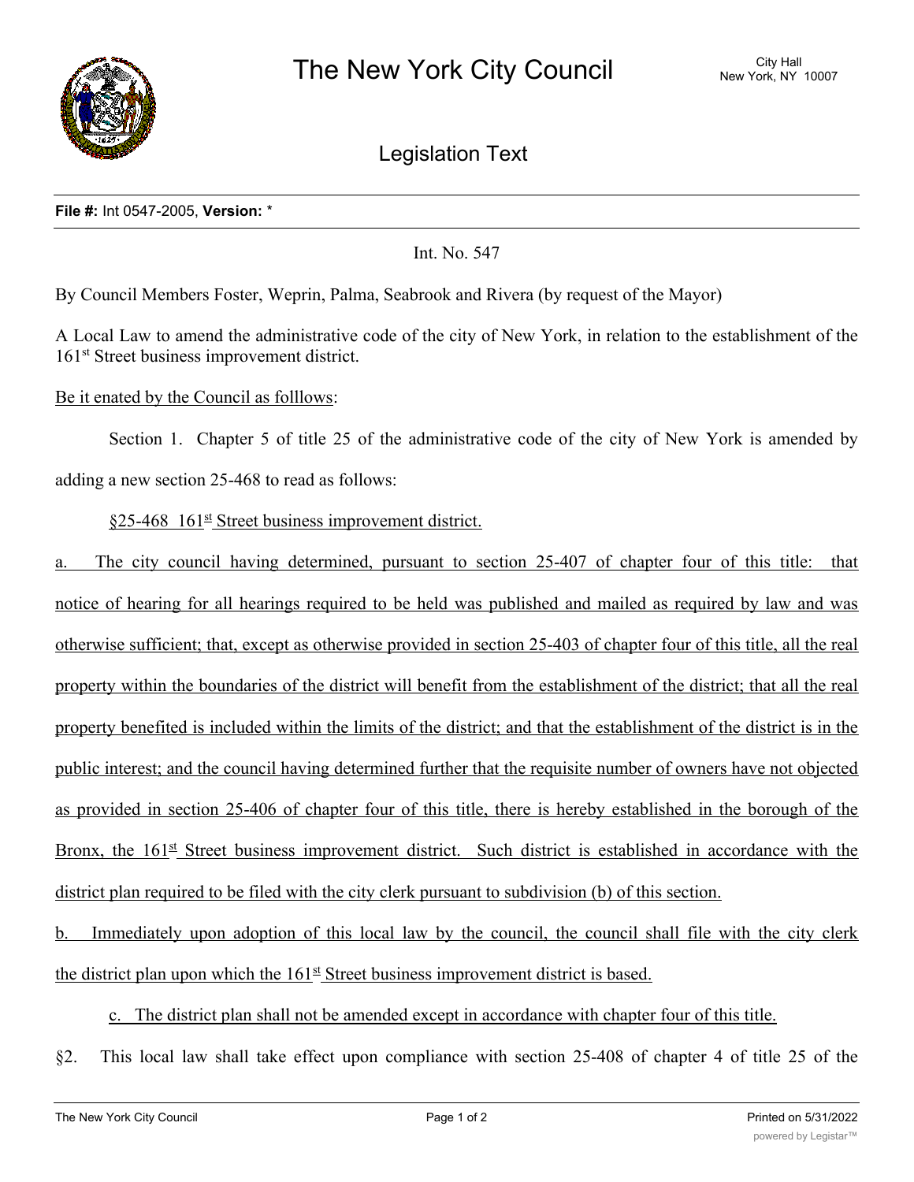# The New York City Council

City Hall
New York, NY 10007

## Legislation Text

**File #:** Int 0547-2005, **Version:** *

Int. No. 547

By Council Members Foster, Weprin, Palma, Seabrook and Rivera (by request of the Mayor)

A Local Law to amend the administrative code of the city of New York, in relation to the establishment of the 161st Street business improvement district.

Be it enated by the Council as folllows:

Section 1. Chapter 5 of title 25 of the administrative code of the city of New York is amended by adding a new section 25-468 to read as follows:

§25-468 161st Street business improvement district.

a. The city council having determined, pursuant to section 25-407 of chapter four of this title: that notice of hearing for all hearings required to be held was published and mailed as required by law and was otherwise sufficient; that, except as otherwise provided in section 25-403 of chapter four of this title, all the real property within the boundaries of the district will benefit from the establishment of the district; that all the real property benefited is included within the limits of the district; and that the establishment of the district is in the public interest; and the council having determined further that the requisite number of owners have not objected as provided in section 25-406 of chapter four of this title, there is hereby established in the borough of the Bronx, the 161st Street business improvement district. Such district is established in accordance with the district plan required to be filed with the city clerk pursuant to subdivision (b) of this section.

b. Immediately upon adoption of this local law by the council, the council shall file with the city clerk the district plan upon which the 161st Street business improvement district is based.

c. The district plan shall not be amended except in accordance with chapter four of this title.

§2. This local law shall take effect upon compliance with section 25-408 of chapter 4 of title 25 of the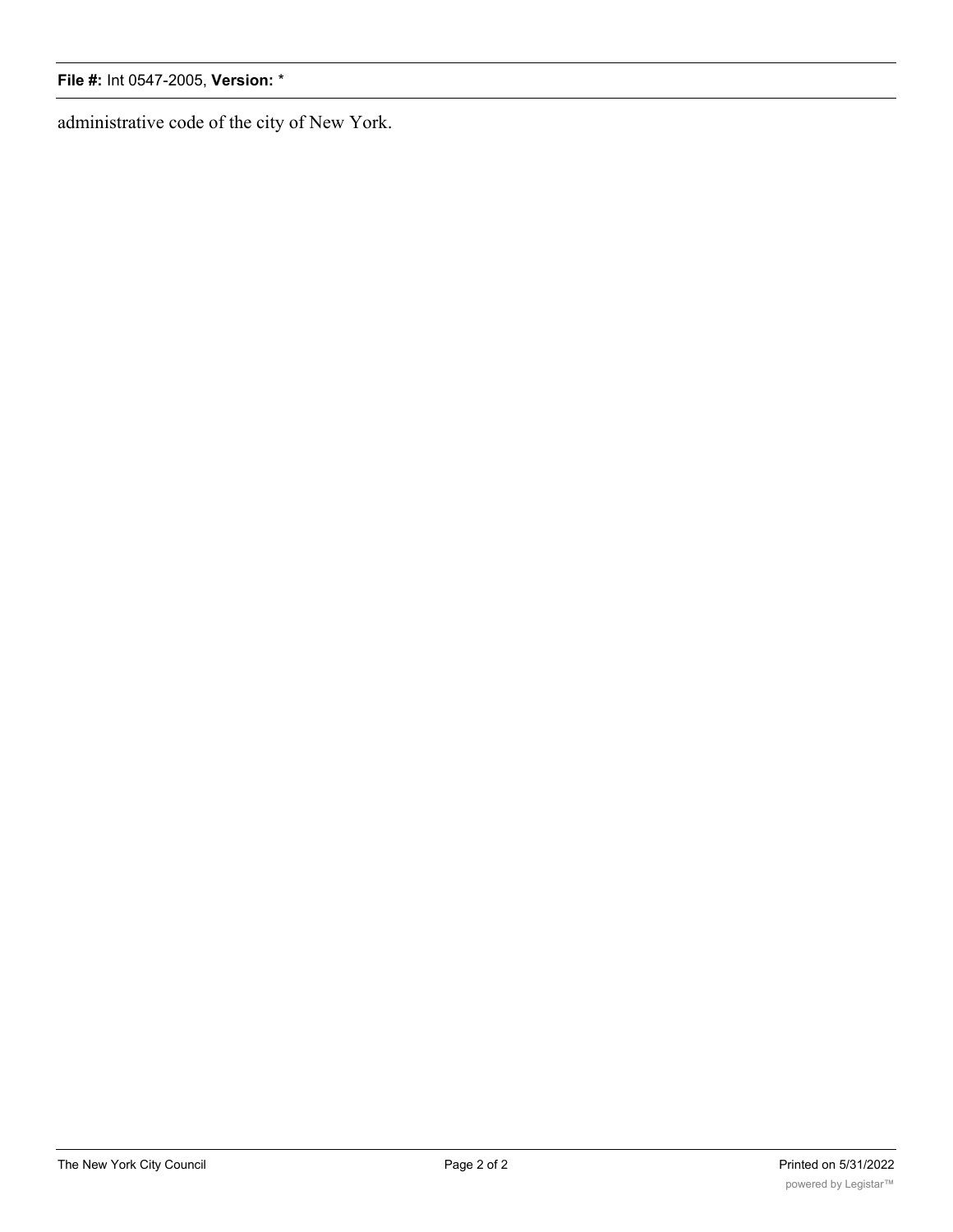administrative code of the city of New York.